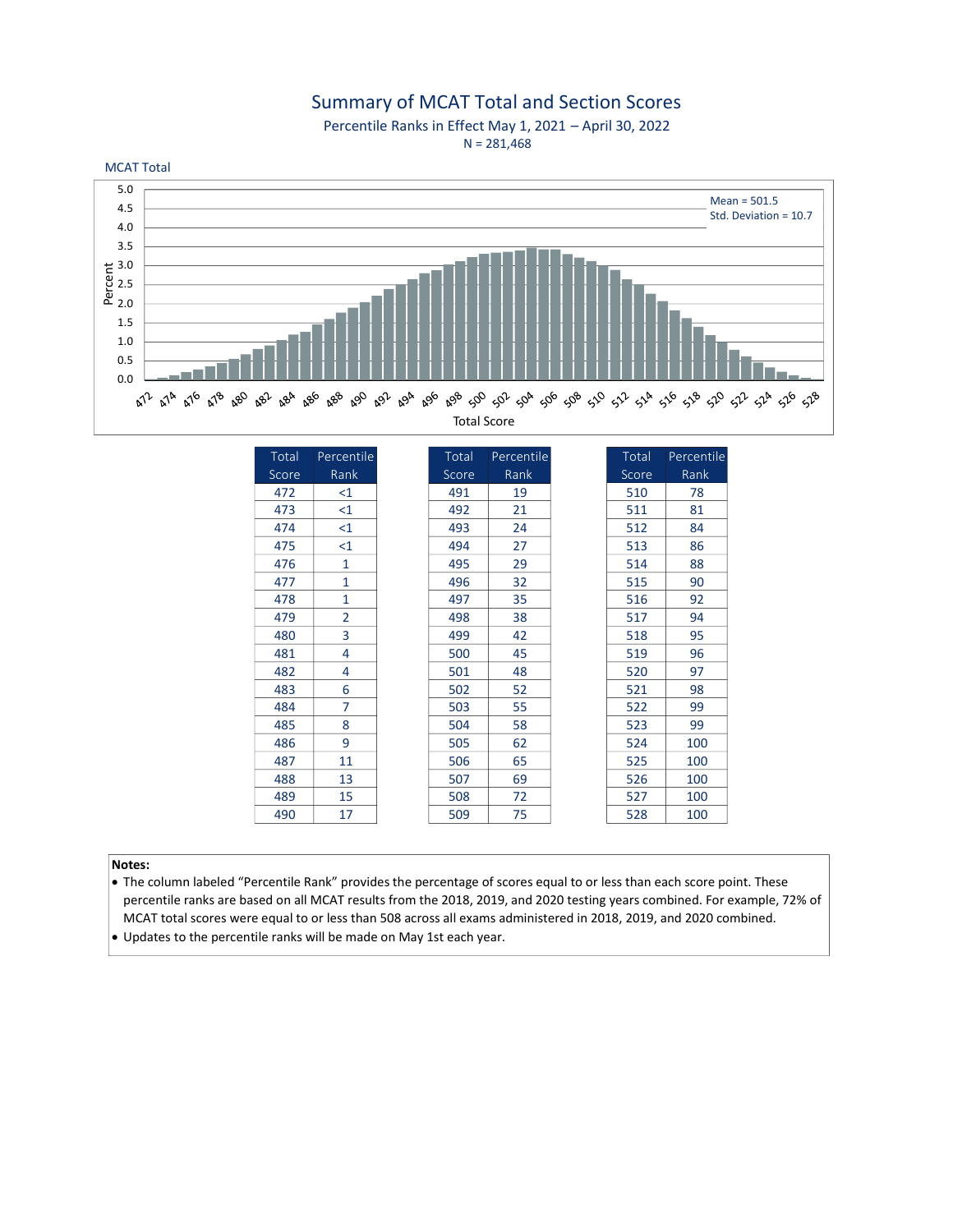# Summary of MCAT Total and Section Scores

Percentile Ranks in Effect May 1, 2021 – April 30, 2022

N = 281,468

## MCAT Total

Mean = 501.5
Std. Deviation = 10.7

Percent

5.0
4.5
4.0
3.5
3.0
2.5
2.0
1.5
1.0
0.5
0.0

472 474 476 478 480 482 484 486 488 490 492 494 496 498 500 502 504 506 508 510 512 514 516 518 520 522 524 526 528

Total Score

| Total Score | Percentile Rank |
|---|---|
| 472 | <1 |
| 473 | <1 |
| 474 | <1 |
| 475 | <1 |
| 476 | 1 |
| 477 | 1 |
| 478 | 1 |
| 479 | 2 |
| 480 | 3 |
| 481 | 4 |
| 482 | 4 |
| 483 | 6 |
| 484 | 7 |
| 485 | 8 |
| 486 | 9 |
| 487 | 11 |
| 488 | 13 |
| 489 | 15 |
| 490 | 17 |

| Total Score | Percentile Rank |
|---|---|
| 491 | 19 |
| 492 | 21 |
| 493 | 24 |
| 494 | 27 |
| 495 | 29 |
| 496 | 32 |
| 497 | 35 |
| 498 | 38 |
| 499 | 42 |
| 500 | 45 |
| 501 | 48 |
| 502 | 52 |
| 503 | 55 |
| 504 | 58 |
| 505 | 62 |
| 506 | 65 |
| 507 | 69 |
| 508 | 72 |
| 509 | 75 |

| Total Score | Percentile Rank |
|---|---|
| 510 | 78 |
| 511 | 81 |
| 512 | 84 |
| 513 | 86 |
| 514 | 88 |
| 515 | 90 |
| 516 | 92 |
| 517 | 94 |
| 518 | 95 |
| 519 | 96 |
| 520 | 97 |
| 521 | 98 |
| 522 | 99 |
| 523 | 99 |
| 524 | 100 |
| 525 | 100 |
| 526 | 100 |
| 527 | 100 |
| 528 | 100 |

**Notes:**

- The column labeled "Percentile Rank" provides the percentage of scores equal to or less than each score point. These percentile ranks are based on all MCAT results from the 2018, 2019, and 2020 testing years combined. For example, 72% of MCAT total scores were equal to or less than 508 across all exams administered in 2018, 2019, and 2020 combined.
- Updates to the percentile ranks will be made on May 1st each year.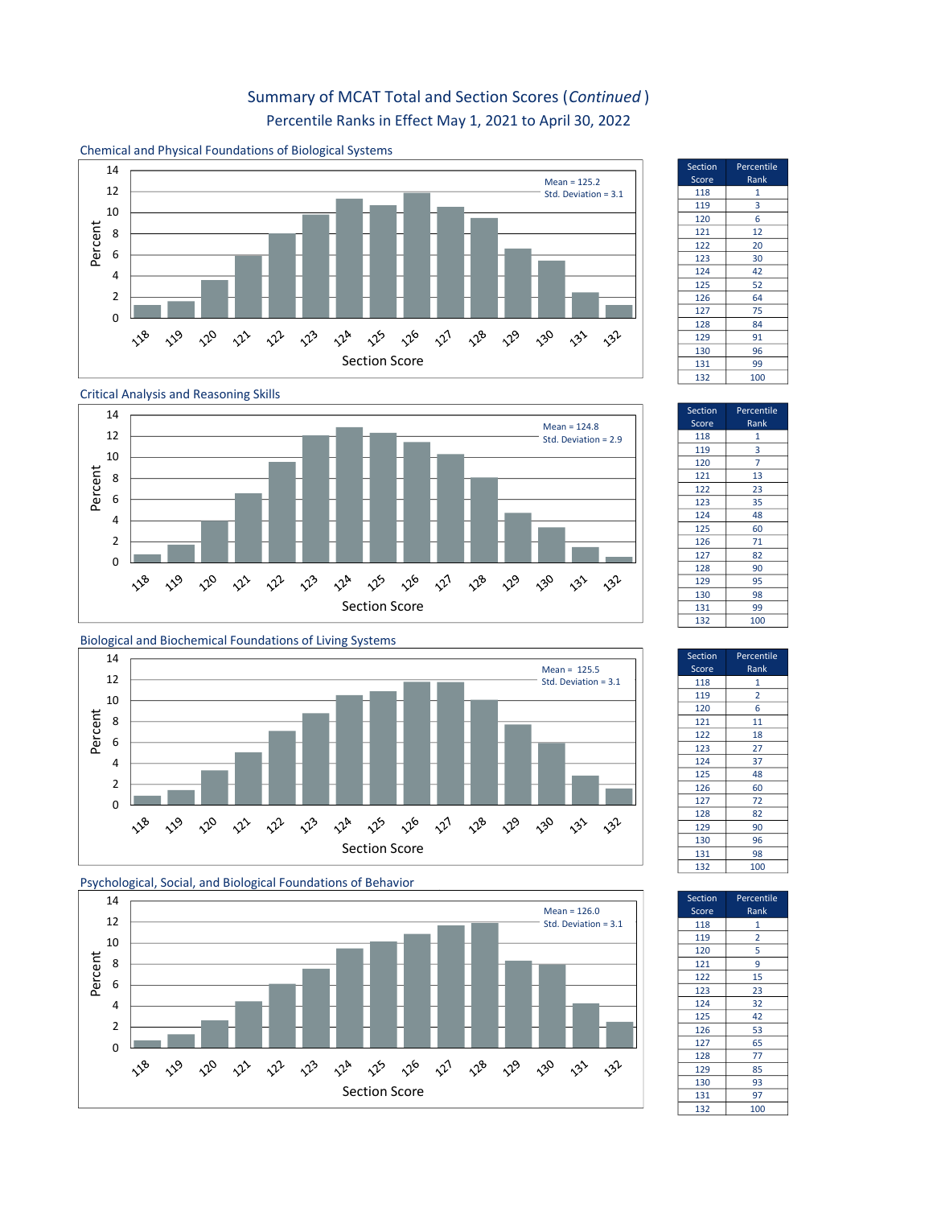# Summary of MCAT Total and Section Scores (*Continued*)

## Percentile Ranks in Effect May 1, 2021 to April 30, 2022

### Chemical and Physical Foundations of Biological Systems

Mean = 125.2
Std. Deviation = 3.1

Percent

Section Score

| Section Score | Percentile Rank |
|---|---|
| 118 | 1 |
| 119 | 3 |
| 120 | 6 |
| 121 | 12 |
| 122 | 20 |
| 123 | 30 |
| 124 | 42 |
| 125 | 52 |
| 126 | 64 |
| 127 | 75 |
| 128 | 84 |
| 129 | 91 |
| 130 | 96 |
| 131 | 99 |
| 132 | 100 |

### Critical Analysis and Reasoning Skills

Mean = 124.8
Std. Deviation = 2.9

Percent

Section Score

| Section Score | Percentile Rank |
|---|---|
| 118 | 1 |
| 119 | 3 |
| 120 | 7 |
| 121 | 13 |
| 122 | 23 |
| 123 | 35 |
| 124 | 48 |
| 125 | 60 |
| 126 | 71 |
| 127 | 82 |
| 128 | 90 |
| 129 | 95 |
| 130 | 98 |
| 131 | 99 |
| 132 | 100 |

### Biological and Biochemical Foundations of Living Systems

Mean = 125.5
Std. Deviation = 3.1

Percent

Section Score

| Section Score | Percentile Rank |
|---|---|
| 118 | 1 |
| 119 | 2 |
| 120 | 6 |
| 121 | 11 |
| 122 | 18 |
| 123 | 27 |
| 124 | 37 |
| 125 | 48 |
| 126 | 60 |
| 127 | 72 |
| 128 | 82 |
| 129 | 90 |
| 130 | 96 |
| 131 | 98 |
| 132 | 100 |

### Psychological, Social, and Biological Foundations of Behavior

Mean = 126.0
Std. Deviation = 3.1

Percent

Section Score

| Section Score | Percentile Rank |
|---|---|
| 118 | 1 |
| 119 | 2 |
| 120 | 5 |
| 121 | 9 |
| 122 | 15 |
| 123 | 23 |
| 124 | 32 |
| 125 | 42 |
| 126 | 53 |
| 127 | 65 |
| 128 | 77 |
| 129 | 85 |
| 130 | 93 |
| 131 | 97 |
| 132 | 100 |